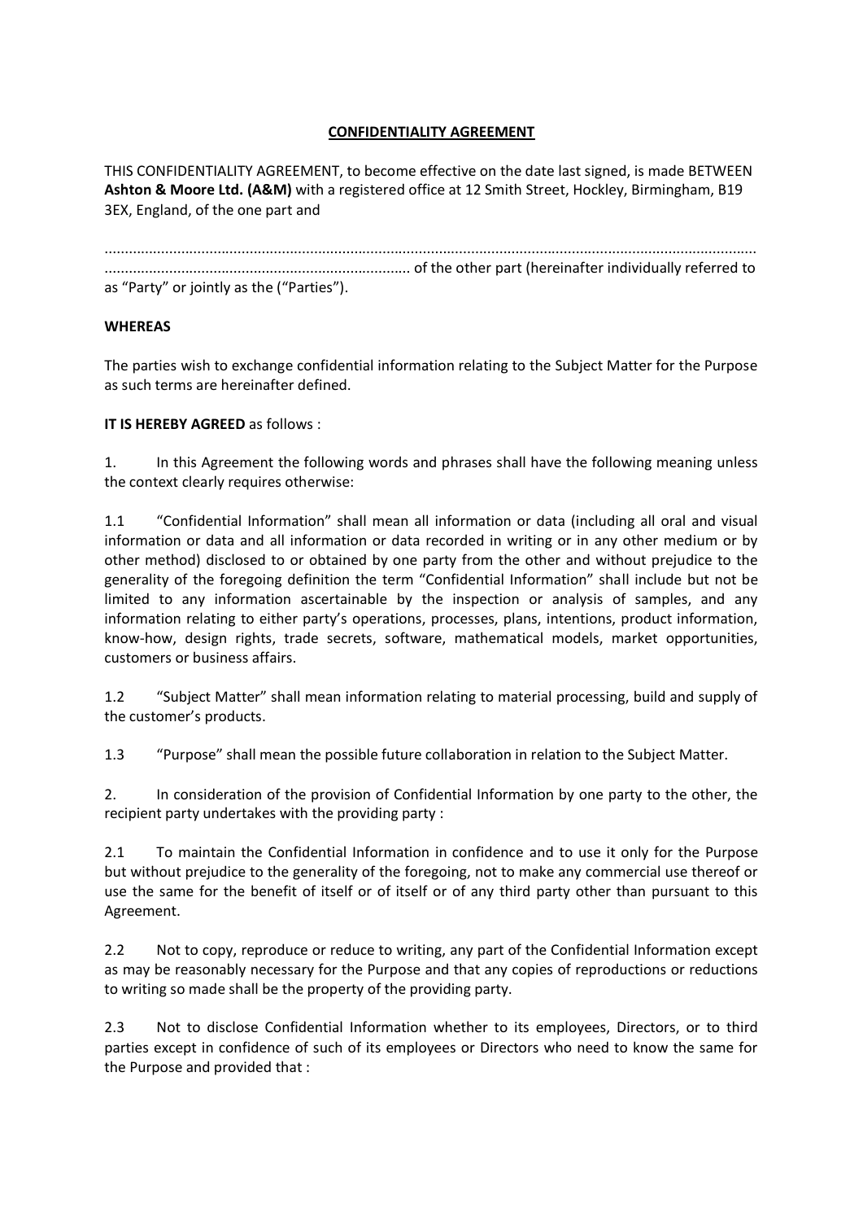**CONFIDENTIALITY AGREEMENT**

THIS CONFIDENTIALITY AGREEMENT, to become effective on the date last signed, is made BETWEEN **Ashton & Moore Ltd. (A&M)** with a registered office at 12 Smith Street, Hockley, Birmingham, B19 3EX, England, of the one part and

.............................................................................................................................................................
........................................................................... of the other part (hereinafter individually referred to as "Party" or jointly as the ("Parties").

**WHEREAS**

The parties wish to exchange confidential information relating to the Subject Matter for the Purpose as such terms are hereinafter defined.

**IT IS HEREBY AGREED** as follows :

1. In this Agreement the following words and phrases shall have the following meaning unless the context clearly requires otherwise:

1.1 "Confidential Information" shall mean all information or data (including all oral and visual information or data and all information or data recorded in writing or in any other medium or by other method) disclosed to or obtained by one party from the other and without prejudice to the generality of the foregoing definition the term "Confidential Information" shall include but not be limited to any information ascertainable by the inspection or analysis of samples, and any information relating to either party's operations, processes, plans, intentions, product information, know-how, design rights, trade secrets, software, mathematical models, market opportunities, customers or business affairs.

1.2 "Subject Matter" shall mean information relating to material processing, build and supply of the customer's products.

1.3 "Purpose" shall mean the possible future collaboration in relation to the Subject Matter.

2. In consideration of the provision of Confidential Information by one party to the other, the recipient party undertakes with the providing party :

2.1 To maintain the Confidential Information in confidence and to use it only for the Purpose but without prejudice to the generality of the foregoing, not to make any commercial use thereof or use the same for the benefit of itself or of itself or of any third party other than pursuant to this Agreement.

2.2 Not to copy, reproduce or reduce to writing, any part of the Confidential Information except as may be reasonably necessary for the Purpose and that any copies of reproductions or reductions to writing so made shall be the property of the providing party.

2.3 Not to disclose Confidential Information whether to its employees, Directors, or to third parties except in confidence of such of its employees or Directors who need to know the same for the Purpose and provided that :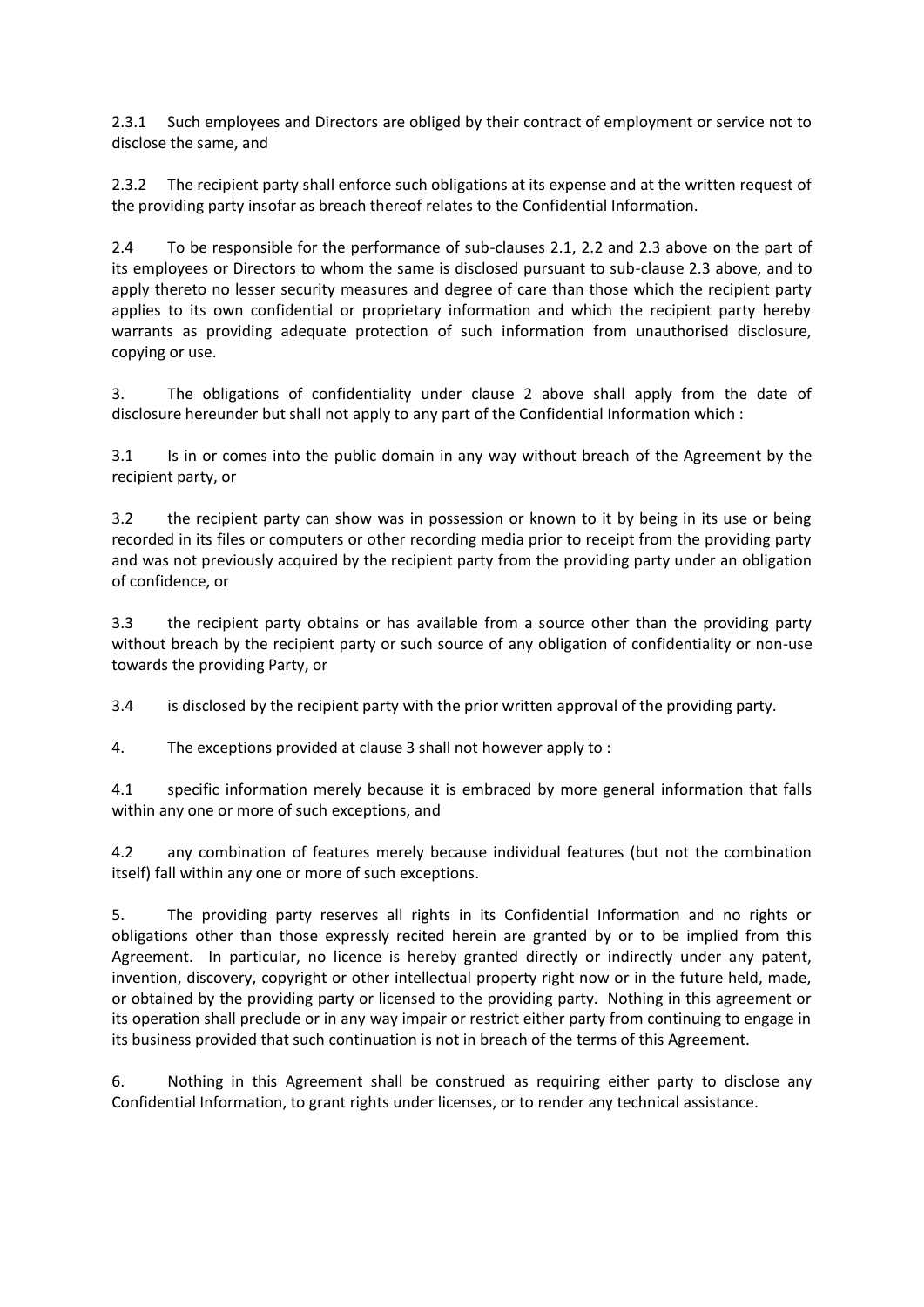2.3.1 Such employees and Directors are obliged by their contract of employment or service not to disclose the same, and

2.3.2 The recipient party shall enforce such obligations at its expense and at the written request of the providing party insofar as breach thereof relates to the Confidential Information.

2.4 To be responsible for the performance of sub-clauses 2.1, 2.2 and 2.3 above on the part of its employees or Directors to whom the same is disclosed pursuant to sub-clause 2.3 above, and to apply thereto no lesser security measures and degree of care than those which the recipient party applies to its own confidential or proprietary information and which the recipient party hereby warrants as providing adequate protection of such information from unauthorised disclosure, copying or use.

3. The obligations of confidentiality under clause 2 above shall apply from the date of disclosure hereunder but shall not apply to any part of the Confidential Information which :

3.1 Is in or comes into the public domain in any way without breach of the Agreement by the recipient party, or

3.2 the recipient party can show was in possession or known to it by being in its use or being recorded in its files or computers or other recording media prior to receipt from the providing party and was not previously acquired by the recipient party from the providing party under an obligation of confidence, or

3.3 the recipient party obtains or has available from a source other than the providing party without breach by the recipient party or such source of any obligation of confidentiality or non-use towards the providing Party, or

3.4 is disclosed by the recipient party with the prior written approval of the providing party.

4. The exceptions provided at clause 3 shall not however apply to :

4.1 specific information merely because it is embraced by more general information that falls within any one or more of such exceptions, and

4.2 any combination of features merely because individual features (but not the combination itself) fall within any one or more of such exceptions.

5. The providing party reserves all rights in its Confidential Information and no rights or obligations other than those expressly recited herein are granted by or to be implied from this Agreement. In particular, no licence is hereby granted directly or indirectly under any patent, invention, discovery, copyright or other intellectual property right now or in the future held, made, or obtained by the providing party or licensed to the providing party. Nothing in this agreement or its operation shall preclude or in any way impair or restrict either party from continuing to engage in its business provided that such continuation is not in breach of the terms of this Agreement.

6. Nothing in this Agreement shall be construed as requiring either party to disclose any Confidential Information, to grant rights under licenses, or to render any technical assistance.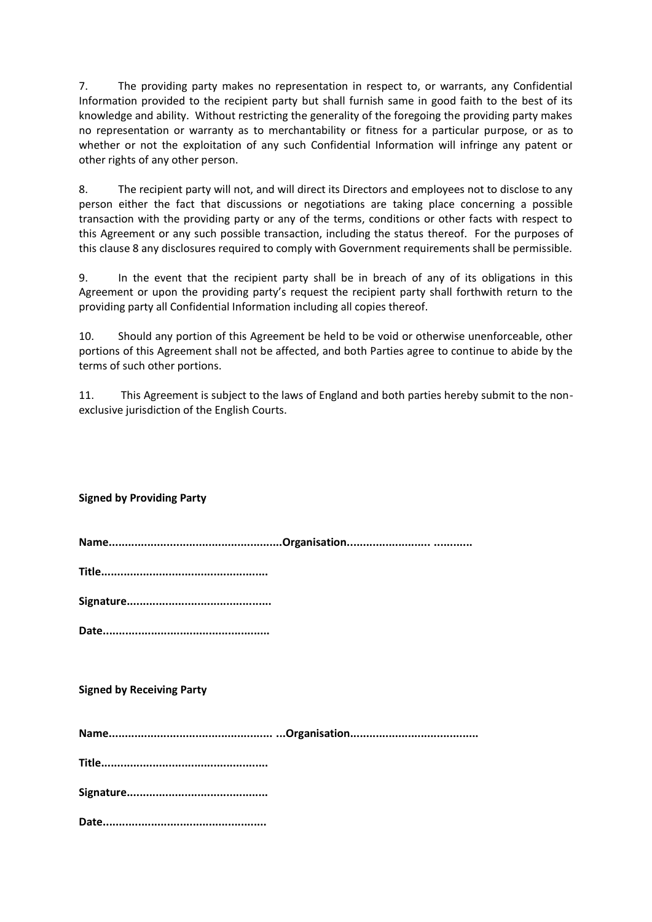7. The providing party makes no representation in respect to, or warrants, any Confidential Information provided to the recipient party but shall furnish same in good faith to the best of its knowledge and ability. Without restricting the generality of the foregoing the providing party makes no representation or warranty as to merchantability or fitness for a particular purpose, or as to whether or not the exploitation of any such Confidential Information will infringe any patent or other rights of any other person.

8. The recipient party will not, and will direct its Directors and employees not to disclose to any person either the fact that discussions or negotiations are taking place concerning a possible transaction with the providing party or any of the terms, conditions or other facts with respect to this Agreement or any such possible transaction, including the status thereof. For the purposes of this clause 8 any disclosures required to comply with Government requirements shall be permissible.

9. In the event that the recipient party shall be in breach of any of its obligations in this Agreement or upon the providing party's request the recipient party shall forthwith return to the providing party all Confidential Information including all copies thereof.

10. Should any portion of this Agreement be held to be void or otherwise unenforceable, other portions of this Agreement shall not be affected, and both Parties agree to continue to abide by the terms of such other portions.

11. This Agreement is subject to the laws of England and both parties hereby submit to the non-exclusive jurisdiction of the English Courts.

**Signed by Providing Party**

**Name.....................................................Organisation......................... ............**

**Title...................................................**

**Signature............................................**

**Date...................................................**

**Signed by Receiving Party**

**Name.................................................. ...Organisation.......................................**

**Title...................................................**

**Signature...........................................**

**Date..................................................**